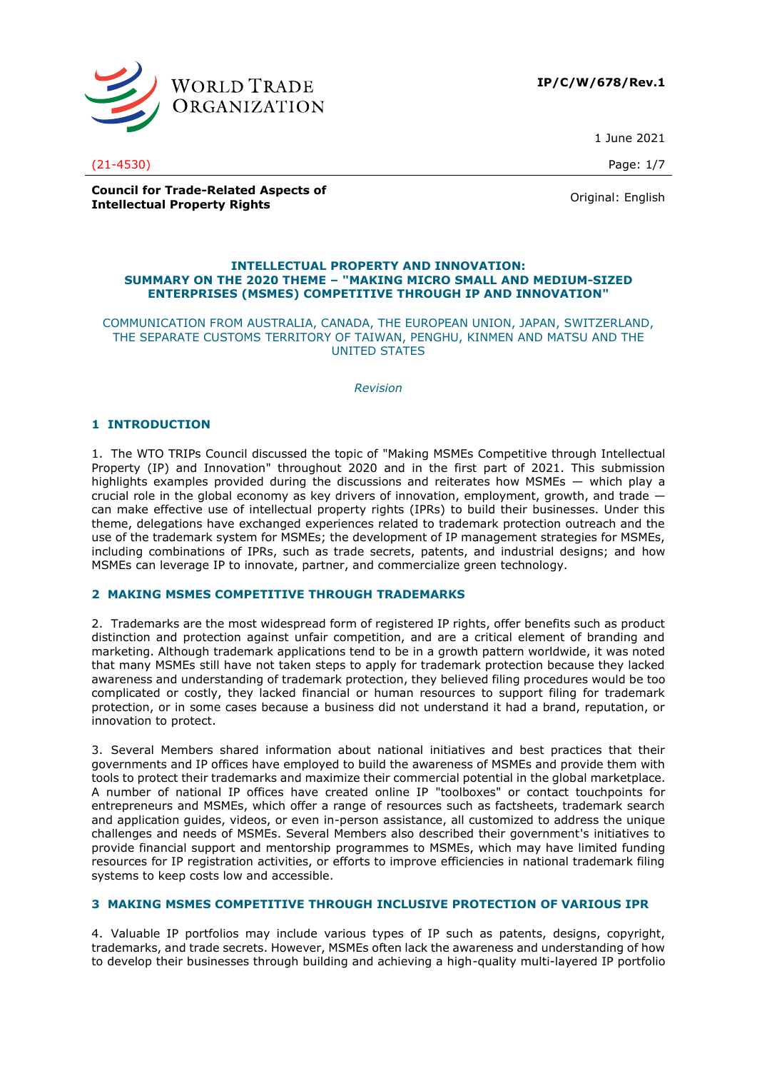**IP/C/W/678/Rev.1**

1 June 2021

(21-4530)

**Council for Trade-Related Aspects of Intellectual Property Rights**

Original: English

**INTELLECTUAL PROPERTY AND INNOVATION:**
**SUMMARY ON THE 2020 THEME – "MAKING MICRO SMALL AND MEDIUM-SIZED ENTERPRISES (MSMES) COMPETITIVE THROUGH IP AND INNOVATION"**

COMMUNICATION FROM AUSTRALIA, CANADA, THE EUROPEAN UNION, JAPAN, SWITZERLAND, THE SEPARATE CUSTOMS TERRITORY OF TAIWAN, PENGHU, KINMEN AND MATSU AND THE UNITED STATES

*Revision*

## 1 INTRODUCTION

1. The WTO TRIPs Council discussed the topic of "Making MSMEs Competitive through Intellectual Property (IP) and Innovation" throughout 2020 and in the first part of 2021. This submission highlights examples provided during the discussions and reiterates how MSMEs — which play a crucial role in the global economy as key drivers of innovation, employment, growth, and trade — can make effective use of intellectual property rights (IPRs) to build their businesses. Under this theme, delegations have exchanged experiences related to trademark protection outreach and the use of the trademark system for MSMEs; the development of IP management strategies for MSMEs, including combinations of IPRs, such as trade secrets, patents, and industrial designs; and how MSMEs can leverage IP to innovate, partner, and commercialize green technology.

## 2 MAKING MSMES COMPETITIVE THROUGH TRADEMARKS

2. Trademarks are the most widespread form of registered IP rights, offer benefits such as product distinction and protection against unfair competition, and are a critical element of branding and marketing. Although trademark applications tend to be in a growth pattern worldwide, it was noted that many MSMEs still have not taken steps to apply for trademark protection because they lacked awareness and understanding of trademark protection, they believed filing procedures would be too complicated or costly, they lacked financial or human resources to support filing for trademark protection, or in some cases because a business did not understand it had a brand, reputation, or innovation to protect.

3. Several Members shared information about national initiatives and best practices that their governments and IP offices have employed to build the awareness of MSMEs and provide them with tools to protect their trademarks and maximize their commercial potential in the global marketplace. A number of national IP offices have created online IP "toolboxes" or contact touchpoints for entrepreneurs and MSMEs, which offer a range of resources such as factsheets, trademark search and application guides, videos, or even in-person assistance, all customized to address the unique challenges and needs of MSMEs. Several Members also described their government's initiatives to provide financial support and mentorship programmes to MSMEs, which may have limited funding resources for IP registration activities, or efforts to improve efficiencies in national trademark filing systems to keep costs low and accessible.

## 3 MAKING MSMES COMPETITIVE THROUGH INCLUSIVE PROTECTION OF VARIOUS IPR

4. Valuable IP portfolios may include various types of IP such as patents, designs, copyright, trademarks, and trade secrets. However, MSMEs often lack the awareness and understanding of how to develop their businesses through building and achieving a high-quality multi-layered IP portfolio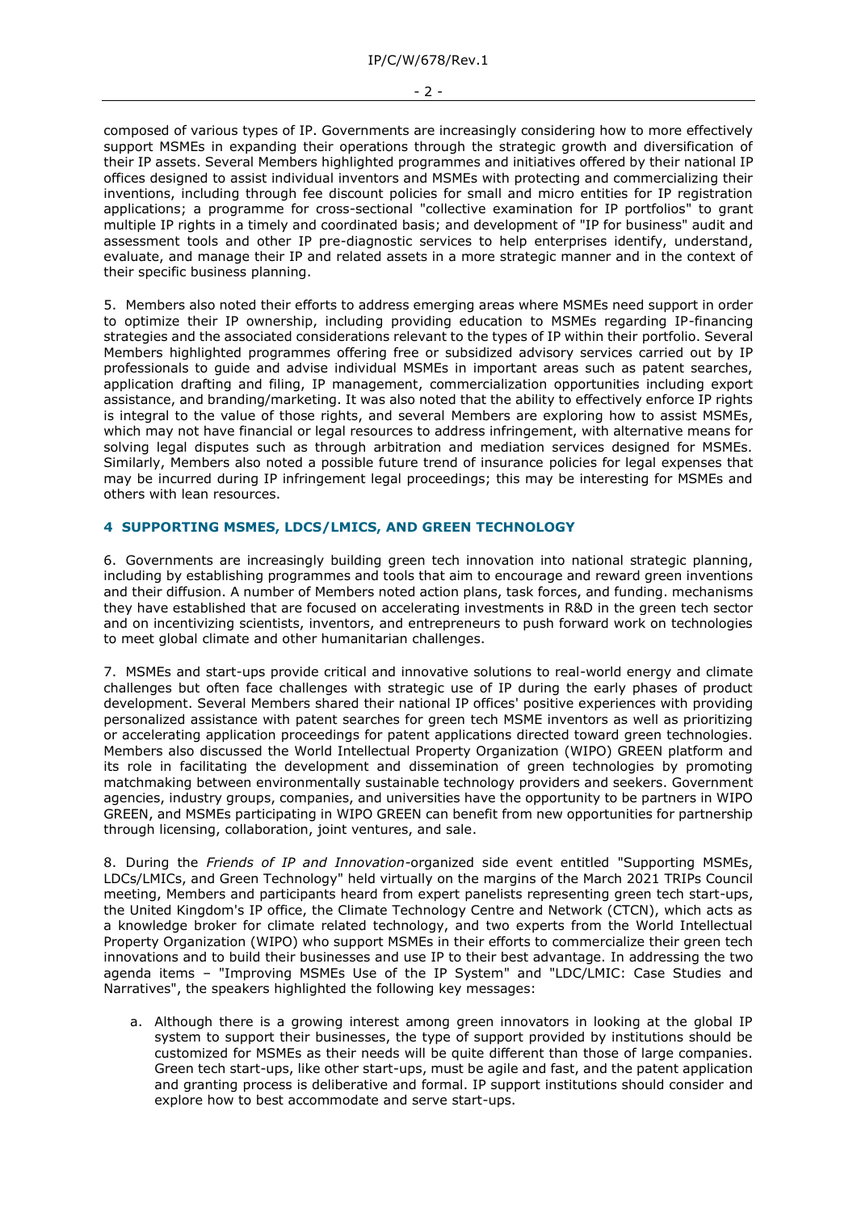composed of various types of IP. Governments are increasingly considering how to more effectively support MSMEs in expanding their operations through the strategic growth and diversification of their IP assets. Several Members highlighted programmes and initiatives offered by their national IP offices designed to assist individual inventors and MSMEs with protecting and commercializing their inventions, including through fee discount policies for small and micro entities for IP registration applications; a programme for cross-sectional "collective examination for IP portfolios" to grant multiple IP rights in a timely and coordinated basis; and development of "IP for business" audit and assessment tools and other IP pre-diagnostic services to help enterprises identify, understand, evaluate, and manage their IP and related assets in a more strategic manner and in the context of their specific business planning.

5. Members also noted their efforts to address emerging areas where MSMEs need support in order to optimize their IP ownership, including providing education to MSMEs regarding IP-financing strategies and the associated considerations relevant to the types of IP within their portfolio. Several Members highlighted programmes offering free or subsidized advisory services carried out by IP professionals to guide and advise individual MSMEs in important areas such as patent searches, application drafting and filing, IP management, commercialization opportunities including export assistance, and branding/marketing. It was also noted that the ability to effectively enforce IP rights is integral to the value of those rights, and several Members are exploring how to assist MSMEs, which may not have financial or legal resources to address infringement, with alternative means for solving legal disputes such as through arbitration and mediation services designed for MSMEs. Similarly, Members also noted a possible future trend of insurance policies for legal expenses that may be incurred during IP infringement legal proceedings; this may be interesting for MSMEs and others with lean resources.

## 4 SUPPORTING MSMES, LDCS/LMICS, AND GREEN TECHNOLOGY

6. Governments are increasingly building green tech innovation into national strategic planning, including by establishing programmes and tools that aim to encourage and reward green inventions and their diffusion. A number of Members noted action plans, task forces, and funding. mechanisms they have established that are focused on accelerating investments in R&D in the green tech sector and on incentivizing scientists, inventors, and entrepreneurs to push forward work on technologies to meet global climate and other humanitarian challenges.

7. MSMEs and start-ups provide critical and innovative solutions to real-world energy and climate challenges but often face challenges with strategic use of IP during the early phases of product development. Several Members shared their national IP offices' positive experiences with providing personalized assistance with patent searches for green tech MSME inventors as well as prioritizing or accelerating application proceedings for patent applications directed toward green technologies. Members also discussed the World Intellectual Property Organization (WIPO) GREEN platform and its role in facilitating the development and dissemination of green technologies by promoting matchmaking between environmentally sustainable technology providers and seekers. Government agencies, industry groups, companies, and universities have the opportunity to be partners in WIPO GREEN, and MSMEs participating in WIPO GREEN can benefit from new opportunities for partnership through licensing, collaboration, joint ventures, and sale.

8. During the *Friends of IP and Innovation*-organized side event entitled "Supporting MSMEs, LDCs/LMICs, and Green Technology" held virtually on the margins of the March 2021 TRIPs Council meeting, Members and participants heard from expert panelists representing green tech start-ups, the United Kingdom's IP office, the Climate Technology Centre and Network (CTCN), which acts as a knowledge broker for climate related technology, and two experts from the World Intellectual Property Organization (WIPO) who support MSMEs in their efforts to commercialize their green tech innovations and to build their businesses and use IP to their best advantage. In addressing the two agenda items – "Improving MSMEs Use of the IP System" and "LDC/LMIC: Case Studies and Narratives", the speakers highlighted the following key messages:

a. Although there is a growing interest among green innovators in looking at the global IP system to support their businesses, the type of support provided by institutions should be customized for MSMEs as their needs will be quite different than those of large companies. Green tech start-ups, like other start-ups, must be agile and fast, and the patent application and granting process is deliberative and formal. IP support institutions should consider and explore how to best accommodate and serve start-ups.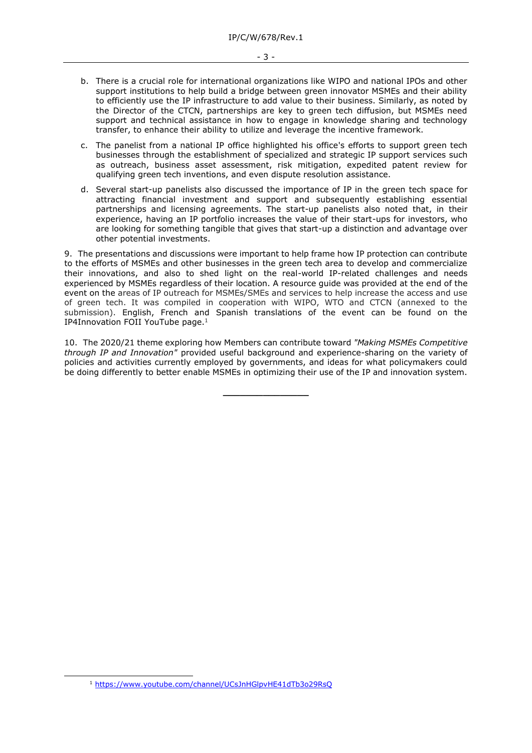b. There is a crucial role for international organizations like WIPO and national IPOs and other support institutions to help build a bridge between green innovator MSMEs and their ability to efficiently use the IP infrastructure to add value to their business. Similarly, as noted by the Director of the CTCN, partnerships are key to green tech diffusion, but MSMEs need support and technical assistance in how to engage in knowledge sharing and technology transfer, to enhance their ability to utilize and leverage the incentive framework.

c. The panelist from a national IP office highlighted his office's efforts to support green tech businesses through the establishment of specialized and strategic IP support services such as outreach, business asset assessment, risk mitigation, expedited patent review for qualifying green tech inventions, and even dispute resolution assistance.

d. Several start-up panelists also discussed the importance of IP in the green tech space for attracting financial investment and support and subsequently establishing essential partnerships and licensing agreements. The start-up panelists also noted that, in their experience, having an IP portfolio increases the value of their start-ups for investors, who are looking for something tangible that gives that start-up a distinction and advantage over other potential investments.

9. The presentations and discussions were important to help frame how IP protection can contribute to the efforts of MSMEs and other businesses in the green tech area to develop and commercialize their innovations, and also to shed light on the real-world IP-related challenges and needs experienced by MSMEs regardless of their location. A resource guide was provided at the end of the event on the areas of IP outreach for MSMEs/SMEs and services to help increase the access and use of green tech. It was compiled in cooperation with WIPO, WTO and CTCN (annexed to the submission). English, French and Spanish translations of the event can be found on the IP4Innovation FOII YouTube page.[1]

10. The 2020/21 theme exploring how Members can contribute toward *"Making MSMEs Competitive through IP and Innovation"* provided useful background and experience-sharing on the variety of policies and activities currently employed by governments, and ideas for what policymakers could be doing differently to better enable MSMEs in optimizing their use of the IP and innovation system.

---

[1] https://www.youtube.com/channel/UCsJnHGlpvHE41dTb3o29RsQ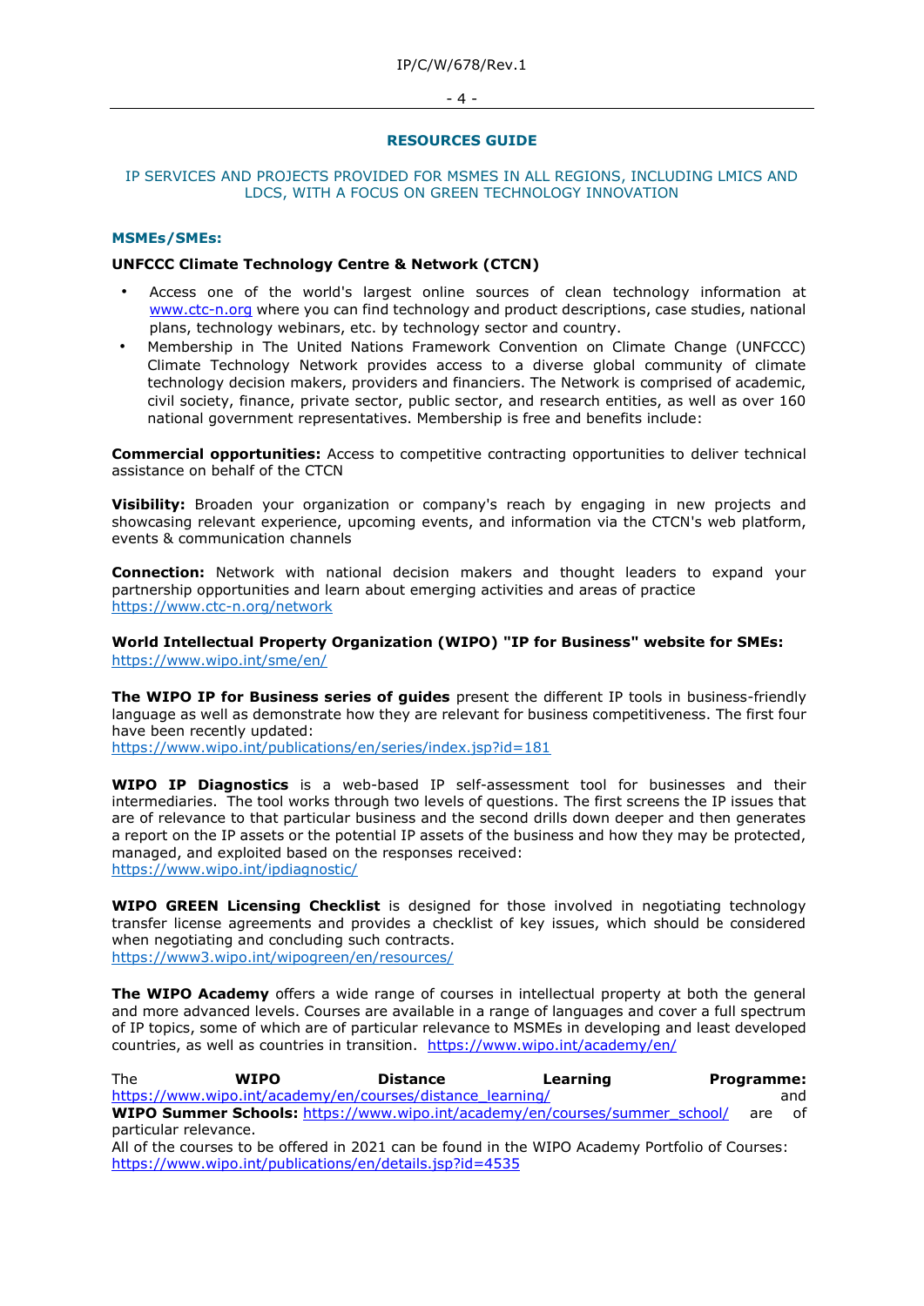## RESOURCES GUIDE

IP SERVICES AND PROJECTS PROVIDED FOR MSMES IN ALL REGIONS, INCLUDING LMICS AND LDCS, WITH A FOCUS ON GREEN TECHNOLOGY INNOVATION

### MSMEs/SMEs:

**UNFCCC Climate Technology Centre & Network (CTCN)**

- Access one of the world's largest online sources of clean technology information at www.ctc-n.org where you can find technology and product descriptions, case studies, national plans, technology webinars, etc. by technology sector and country.
- Membership in The United Nations Framework Convention on Climate Change (UNFCCC) Climate Technology Network provides access to a diverse global community of climate technology decision makers, providers and financiers. The Network is comprised of academic, civil society, finance, private sector, public sector, and research entities, as well as over 160 national government representatives. Membership is free and benefits include:

**Commercial opportunities:** Access to competitive contracting opportunities to deliver technical assistance on behalf of the CTCN

**Visibility:** Broaden your organization or company's reach by engaging in new projects and showcasing relevant experience, upcoming events, and information via the CTCN's web platform, events & communication channels

**Connection:** Network with national decision makers and thought leaders to expand your partnership opportunities and learn about emerging activities and areas of practice https://www.ctc-n.org/network

**World Intellectual Property Organization (WIPO) "IP for Business" website for SMEs:** https://www.wipo.int/sme/en/

**The WIPO IP for Business series of guides** present the different IP tools in business-friendly language as well as demonstrate how they are relevant for business competitiveness. The first four have been recently updated:
https://www.wipo.int/publications/en/series/index.jsp?id=181

**WIPO IP Diagnostics** is a web-based IP self-assessment tool for businesses and their intermediaries. The tool works through two levels of questions. The first screens the IP issues that are of relevance to that particular business and the second drills down deeper and then generates a report on the IP assets or the potential IP assets of the business and how they may be protected, managed, and exploited based on the responses received:
https://www.wipo.int/ipdiagnostic/

**WIPO GREEN Licensing Checklist** is designed for those involved in negotiating technology transfer license agreements and provides a checklist of key issues, which should be considered when negotiating and concluding such contracts.
https://www3.wipo.int/wipogreen/en/resources/

**The WIPO Academy** offers a wide range of courses in intellectual property at both the general and more advanced levels. Courses are available in a range of languages and cover a full spectrum of IP topics, some of which are of particular relevance to MSMEs in developing and least developed countries, as well as countries in transition. https://www.wipo.int/academy/en/

The **WIPO Distance Learning Programme:** https://www.wipo.int/academy/en/courses/distance_learning/ and **WIPO Summer Schools:** https://www.wipo.int/academy/en/courses/summer_school/ are of particular relevance.
All of the courses to be offered in 2021 can be found in the WIPO Academy Portfolio of Courses: https://www.wipo.int/publications/en/details.jsp?id=4535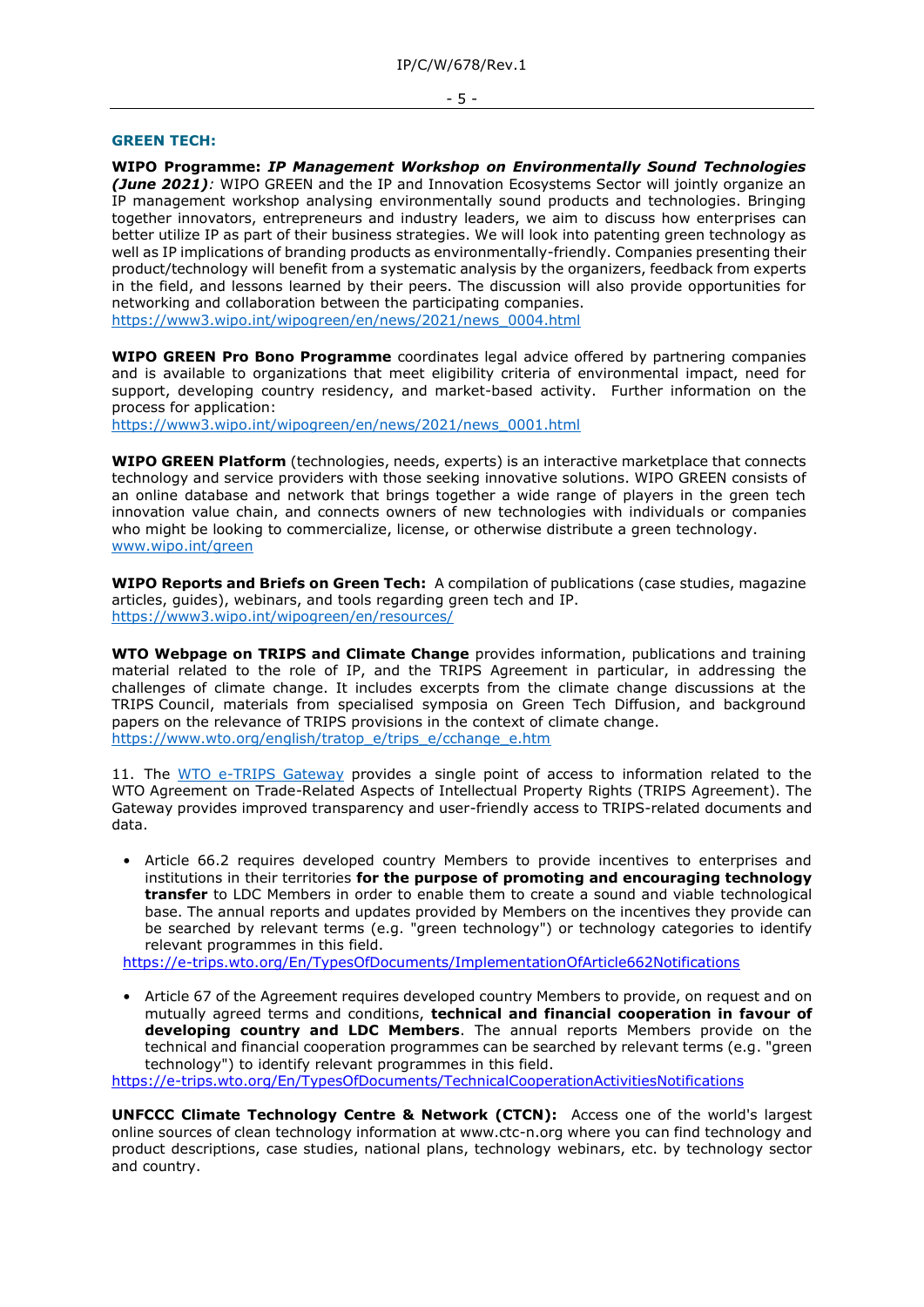**GREEN TECH:**

**WIPO Programme:** ***IP Management Workshop on Environmentally Sound Technologies (June 2021)****:* WIPO GREEN and the IP and Innovation Ecosystems Sector will jointly organize an IP management workshop analysing environmentally sound products and technologies. Bringing together innovators, entrepreneurs and industry leaders, we aim to discuss how enterprises can better utilize IP as part of their business strategies. We will look into patenting green technology as well as IP implications of branding products as environmentally-friendly. Companies presenting their product/technology will benefit from a systematic analysis by the organizers, feedback from experts in the field, and lessons learned by their peers. The discussion will also provide opportunities for networking and collaboration between the participating companies.
https://www3.wipo.int/wipogreen/en/news/2021/news_0004.html

**WIPO GREEN Pro Bono Programme** coordinates legal advice offered by partnering companies and is available to organizations that meet eligibility criteria of environmental impact, need for support, developing country residency, and market-based activity. Further information on the process for application:
https://www3.wipo.int/wipogreen/en/news/2021/news_0001.html

**WIPO GREEN Platform** (technologies, needs, experts) is an interactive marketplace that connects technology and service providers with those seeking innovative solutions. WIPO GREEN consists of an online database and network that brings together a wide range of players in the green tech innovation value chain, and connects owners of new technologies with individuals or companies who might be looking to commercialize, license, or otherwise distribute a green technology.
www.wipo.int/green

**WIPO Reports and Briefs on Green Tech:** A compilation of publications (case studies, magazine articles, guides), webinars, and tools regarding green tech and IP.
https://www3.wipo.int/wipogreen/en/resources/

**WTO Webpage on TRIPS and Climate Change** provides information, publications and training material related to the role of IP, and the TRIPS Agreement in particular, in addressing the challenges of climate change. It includes excerpts from the climate change discussions at the TRIPS Council, materials from specialised symposia on Green Tech Diffusion, and background papers on the relevance of TRIPS provisions in the context of climate change.
https://www.wto.org/english/tratop_e/trips_e/cchange_e.htm

11. The WTO e-TRIPS Gateway provides a single point of access to information related to the WTO Agreement on Trade-Related Aspects of Intellectual Property Rights (TRIPS Agreement). The Gateway provides improved transparency and user-friendly access to TRIPS-related documents and data.

- Article 66.2 requires developed country Members to provide incentives to enterprises and institutions in their territories **for the purpose of promoting and encouraging technology transfer** to LDC Members in order to enable them to create a sound and viable technological base. The annual reports and updates provided by Members on the incentives they provide can be searched by relevant terms (e.g. "green technology") or technology categories to identify relevant programmes in this field.
  https://e-trips.wto.org/En/TypesOfDocuments/ImplementationOfArticle662Notifications

- Article 67 of the Agreement requires developed country Members to provide, on request and on mutually agreed terms and conditions, **technical and financial cooperation in favour of developing country and LDC Members**. The annual reports Members provide on the technical and financial cooperation programmes can be searched by relevant terms (e.g. "green technology") to identify relevant programmes in this field.
  https://e-trips.wto.org/En/TypesOfDocuments/TechnicalCooperationActivitiesNotifications

**UNFCCC Climate Technology Centre & Network (CTCN):** Access one of the world's largest online sources of clean technology information at www.ctc-n.org where you can find technology and product descriptions, case studies, national plans, technology webinars, etc. by technology sector and country.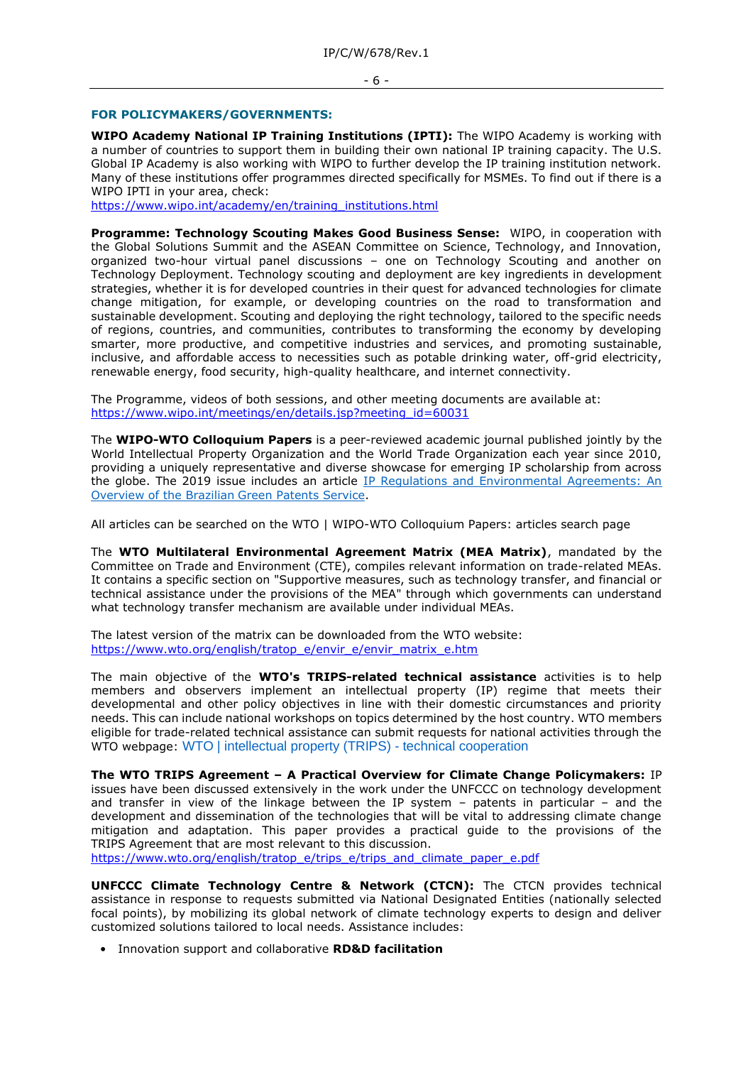### FOR POLICYMAKERS/GOVERNMENTS:

**WIPO Academy National IP Training Institutions (IPTI):** The WIPO Academy is working with a number of countries to support them in building their own national IP training capacity. The U.S. Global IP Academy is also working with WIPO to further develop the IP training institution network. Many of these institutions offer programmes directed specifically for MSMEs. To find out if there is a WIPO IPTI in your area, check:
https://www.wipo.int/academy/en/training_institutions.html

**Programme: Technology Scouting Makes Good Business Sense:** WIPO, in cooperation with the Global Solutions Summit and the ASEAN Committee on Science, Technology, and Innovation, organized two-hour virtual panel discussions – one on Technology Scouting and another on Technology Deployment. Technology scouting and deployment are key ingredients in development strategies, whether it is for developed countries in their quest for advanced technologies for climate change mitigation, for example, or developing countries on the road to transformation and sustainable development. Scouting and deploying the right technology, tailored to the specific needs of regions, countries, and communities, contributes to transforming the economy by developing smarter, more productive, and competitive industries and services, and promoting sustainable, inclusive, and affordable access to necessities such as potable drinking water, off-grid electricity, renewable energy, food security, high-quality healthcare, and internet connectivity.

The Programme, videos of both sessions, and other meeting documents are available at:
https://www.wipo.int/meetings/en/details.jsp?meeting_id=60031

The **WIPO-WTO Colloquium Papers** is a peer-reviewed academic journal published jointly by the World Intellectual Property Organization and the World Trade Organization each year since 2010, providing a uniquely representative and diverse showcase for emerging IP scholarship from across the globe. The 2019 issue includes an article IP Regulations and Environmental Agreements: An Overview of the Brazilian Green Patents Service.

All articles can be searched on the WTO | WIPO-WTO Colloquium Papers: articles search page

The **WTO Multilateral Environmental Agreement Matrix (MEA Matrix)**, mandated by the Committee on Trade and Environment (CTE), compiles relevant information on trade-related MEAs. It contains a specific section on "Supportive measures, such as technology transfer, and financial or technical assistance under the provisions of the MEA" through which governments can understand what technology transfer mechanism are available under individual MEAs.

The latest version of the matrix can be downloaded from the WTO website:
https://www.wto.org/english/tratop_e/envir_e/envir_matrix_e.htm

The main objective of the **WTO's TRIPS-related technical assistance** activities is to help members and observers implement an intellectual property (IP) regime that meets their developmental and other policy objectives in line with their domestic circumstances and priority needs. This can include national workshops on topics determined by the host country. WTO members eligible for trade-related technical assistance can submit requests for national activities through the WTO webpage: WTO | intellectual property (TRIPS) - technical cooperation

**The WTO TRIPS Agreement – A Practical Overview for Climate Change Policymakers:** IP issues have been discussed extensively in the work under the UNFCCC on technology development and transfer in view of the linkage between the IP system – patents in particular – and the development and dissemination of the technologies that will be vital to addressing climate change mitigation and adaptation. This paper provides a practical guide to the provisions of the TRIPS Agreement that are most relevant to this discussion.
https://www.wto.org/english/tratop_e/trips_e/trips_and_climate_paper_e.pdf

**UNFCCC Climate Technology Centre & Network (CTCN):** The CTCN provides technical assistance in response to requests submitted via National Designated Entities (nationally selected focal points), by mobilizing its global network of climate technology experts to design and deliver customized solutions tailored to local needs. Assistance includes:

- Innovation support and collaborative **RD&D facilitation**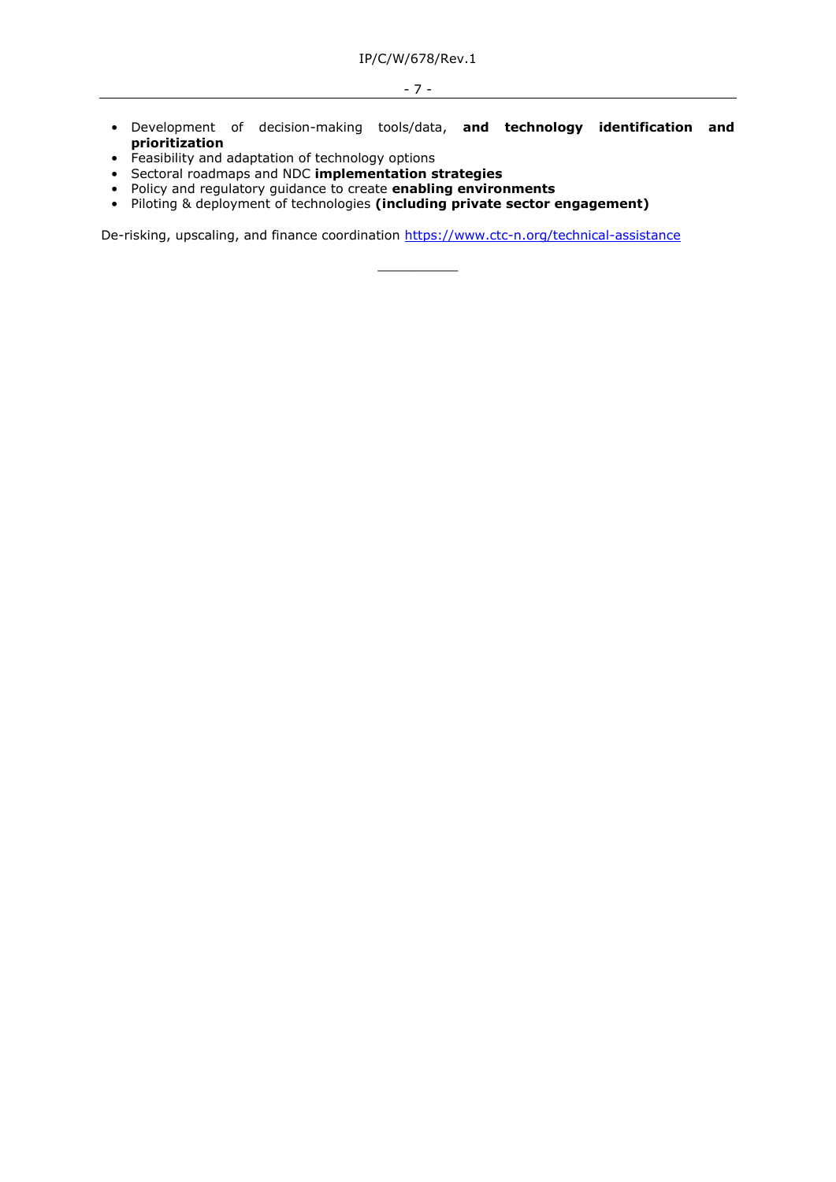- Development of decision-making tools/data, **and technology identification and prioritization**
- Feasibility and adaptation of technology options
- Sectoral roadmaps and NDC **implementation strategies**
- Policy and regulatory guidance to create **enabling environments**
- Piloting & deployment of technologies **(including private sector engagement)**

De-risking, upscaling, and finance coordination https://www.ctc-n.org/technical-assistance

__________